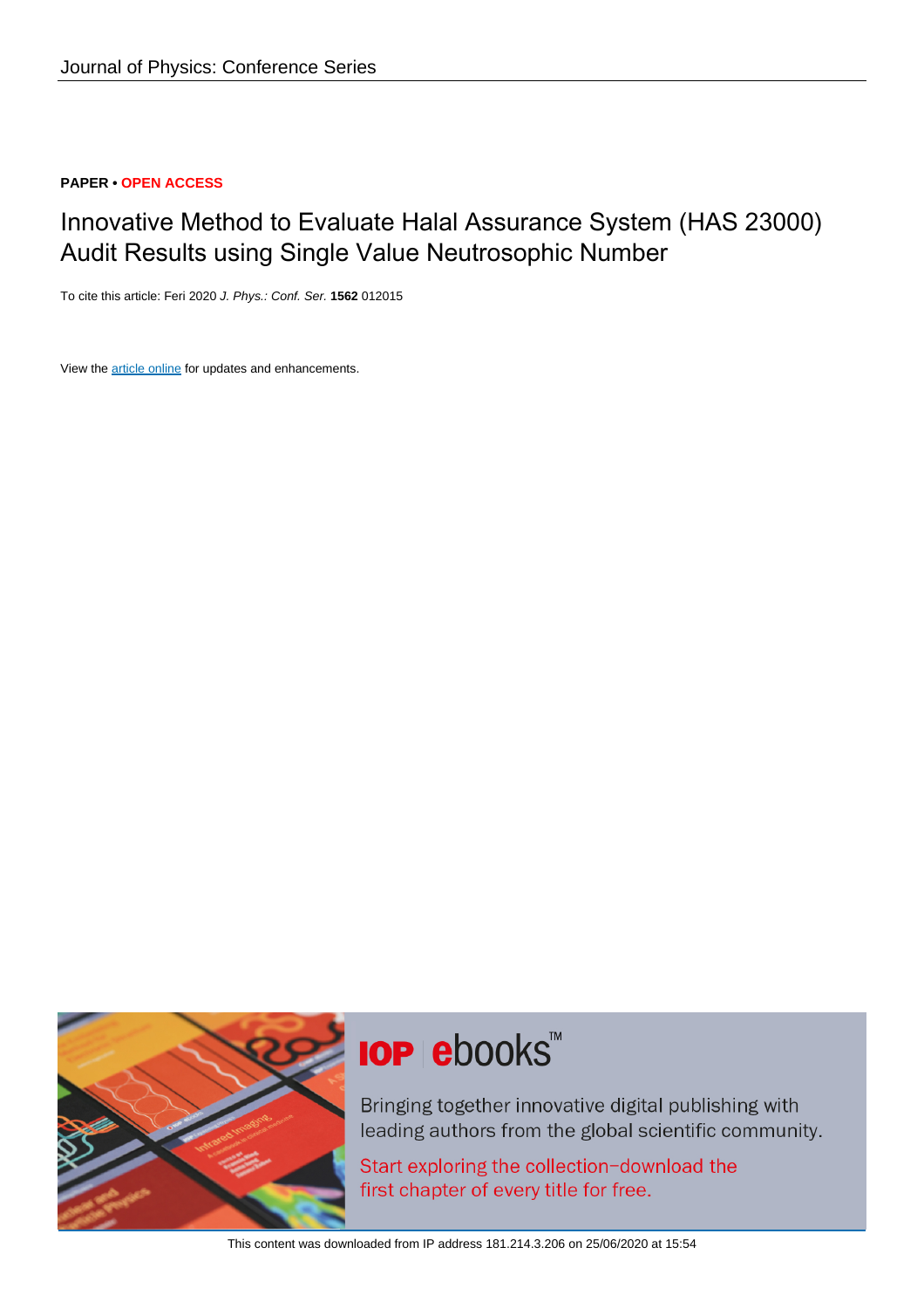Journal of Physics: Conference Series

**PAPER • OPEN ACCESS**

# Innovative Method to Evaluate Halal Assurance System (HAS 23000) Audit Results using Single Value Neutrosophic Number

To cite this article: Feri 2020 *J. Phys.: Conf. Ser.* **1562** 012015

View the article online for updates and enhancements.

This content was downloaded from IP address 181.214.3.206 on 25/06/2020 at 15:54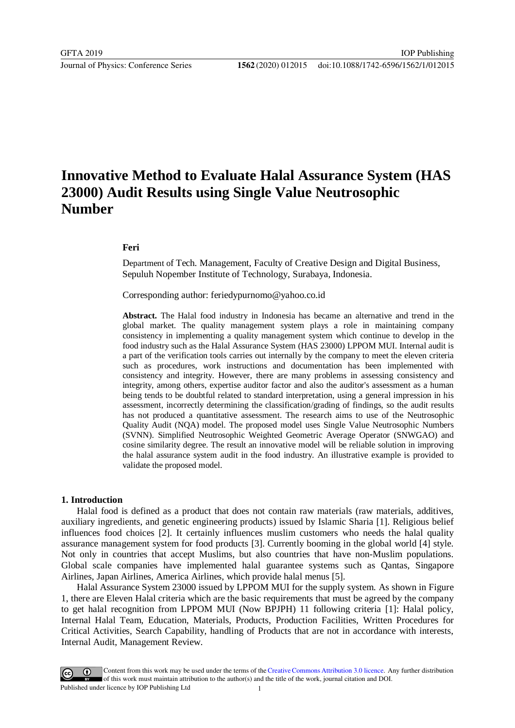# Innovative Method to Evaluate Halal Assurance System (HAS 23000) Audit Results using Single Value Neutrosophic Number

**Feri**

Department of Tech. Management, Faculty of Creative Design and Digital Business, Sepuluh Nopember Institute of Technology, Surabaya, Indonesia.

Corresponding author: feriedypurnomo@yahoo.co.id

**Abstract.** The Halal food industry in Indonesia has became an alternative and trend in the global market. The quality management system plays a role in maintaining company consistency in implementing a quality management system which continue to develop in the food industry such as the Halal Assurance System (HAS 23000) LPPOM MUI. Internal audit is a part of the verification tools carries out internally by the company to meet the eleven criteria such as procedures, work instructions and documentation has been implemented with consistency and integrity. However, there are many problems in assessing consistency and integrity, among others, expertise auditor factor and also the auditor's assessment as a human being tends to be doubtful related to standard interpretation, using a general impression in his assessment, incorrectly determining the classification/grading of findings, so the audit results has not produced a quantitative assessment. The research aims to use of the Neutrosophic Quality Audit (NQA) model. The proposed model uses Single Value Neutrosophic Numbers (SVNN). Simplified Neutrosophic Weighted Geometric Average Operator (SNWGAO) and cosine similarity degree. The result an innovative model will be reliable solution in improving the halal assurance system audit in the food industry. An illustrative example is provided to validate the proposed model.

## 1. Introduction

Halal food is defined as a product that does not contain raw materials (raw materials, additives, auxiliary ingredients, and genetic engineering products) issued by Islamic Sharia [1]. Religious belief influences food choices [2]. It certainly influences muslim customers who needs the halal quality assurance management system for food products [3]. Currently booming in the global world [4] style. Not only in countries that accept Muslims, but also countries that have non-Muslim populations. Global scale companies have implemented halal guarantee systems such as Qantas, Singapore Airlines, Japan Airlines, America Airlines, which provide halal menus [5].

Halal Assurance System 23000 issued by LPPOM MUI for the supply system. As shown in Figure 1, there are Eleven Halal criteria which are the basic requirements that must be agreed by the company to get halal recognition from LPPOM MUI (Now BPJPH) 11 following criteria [1]: Halal policy, Internal Halal Team, Education, Materials, Products, Production Facilities, Written Procedures for Critical Activities, Search Capability, handling of Products that are not in accordance with interests, Internal Audit, Management Review.

Content from this work may be used under the terms of the Creative Commons Attribution 3.0 licence. Any further distribution of this work must maintain attribution to the author(s) and the title of the work, journal citation and DOI.
Published under licence by IOP Publishing Ltd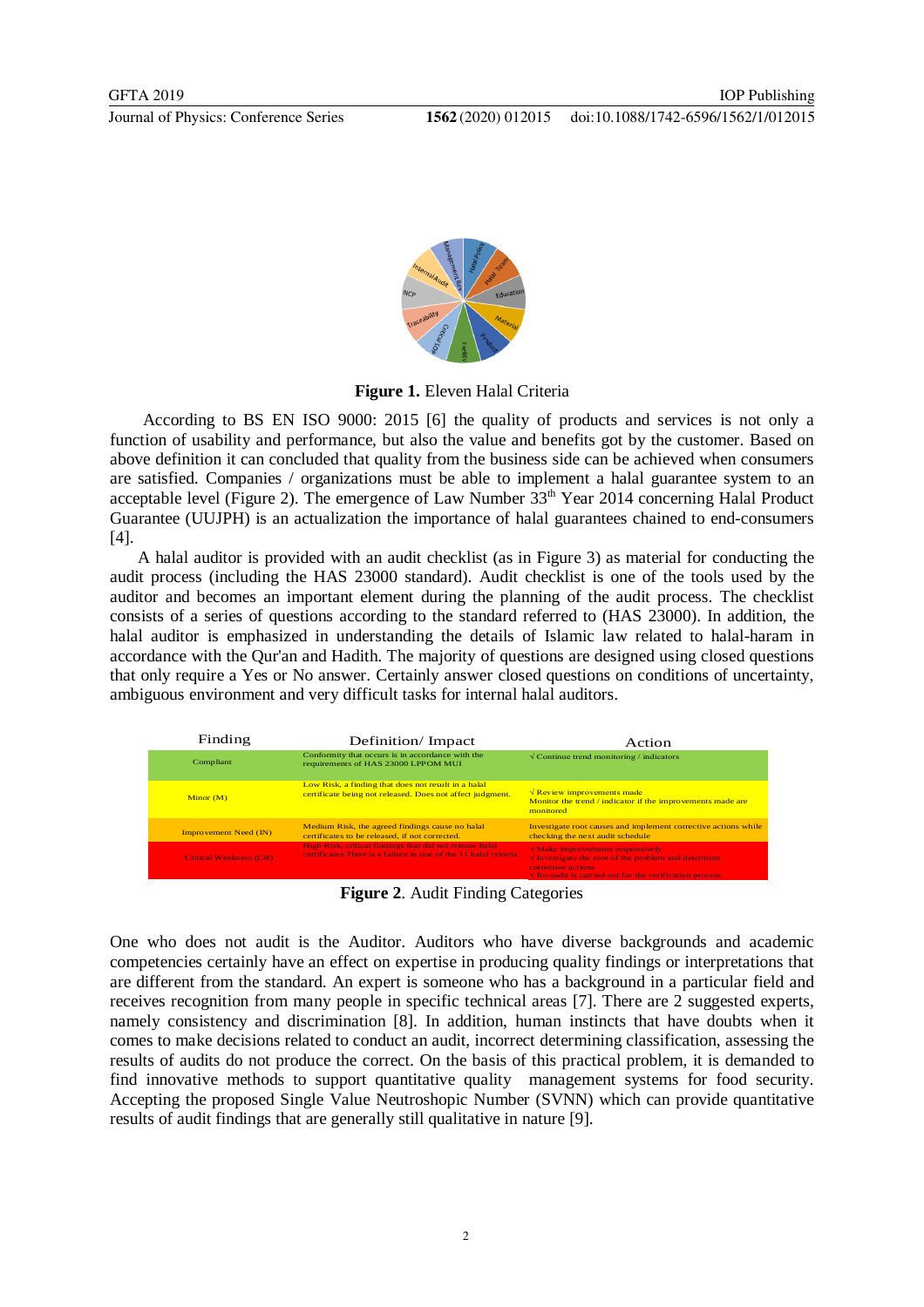**Figure 1.** Eleven Halal Criteria

According to BS EN ISO 9000: 2015 [6] the quality of products and services is not only a function of usability and performance, but also the value and benefits got by the customer. Based on above definition it can concluded that quality from the business side can be achieved when consumers are satisfied. Companies / organizations must be able to implement a halal guarantee system to an acceptable level (Figure 2). The emergence of Law Number 33th Year 2014 concerning Halal Product Guarantee (UUJPH) is an actualization the importance of halal guarantees chained to end-consumers [4].

A halal auditor is provided with an audit checklist (as in Figure 3) as material for conducting the audit process (including the HAS 23000 standard). Audit checklist is one of the tools used by the auditor and becomes an important element during the planning of the audit process. The checklist consists of a series of questions according to the standard referred to (HAS 23000). In addition, the halal auditor is emphasized in understanding the details of Islamic law related to halal-haram in accordance with the Qur'an and Hadith. The majority of questions are designed using closed questions that only require a Yes or No answer. Certainly answer closed questions on conditions of uncertainty, ambiguous environment and very difficult tasks for internal halal auditors.

| Finding | Definition/ Impact | Action |
|---|---|---|
| Compliant | Conformity that occurs is in accordance with the requirements of HAS 23000 LPPOM MUI | √ Continue trend monitoring / indicators |
| Minor (M) | Low Risk, a finding that does not result in a halal certificate being not released. Does not affect judgment. | √ Review improvements made<br>Monitor the trend / indicator if the improvements made are monitored |
| Improvement Need (IN) | Medium Risk, the agreed findings cause no halal certificates to be released, if not corrected. | Investigate root causes and implement corrective actions while checking the next audit schedule |
| Critical Weekness (CR) | High Risk, critical findings that did not release halal certificates. There is a failure in one of the 11 halal criteria | √ Make improvements responsively<br>√ Investigate the root of the problem and determine corrective actions<br>√ Re-audit is carried out for the verification process |

**Figure 2**. Audit Finding Categories

One who does not audit is the Auditor. Auditors who have diverse backgrounds and academic competencies certainly have an effect on expertise in producing quality findings or interpretations that are different from the standard. An expert is someone who has a background in a particular field and receives recognition from many people in specific technical areas [7]. There are 2 suggested experts, namely consistency and discrimination [8]. In addition, human instincts that have doubts when it comes to make decisions related to conduct an audit, incorrect determining classification, assessing the results of audits do not produce the correct. On the basis of this practical problem, it is demanded to find innovative methods to support quantitative quality management systems for food security. Accepting the proposed Single Value Neutroshopic Number (SVNN) which can provide quantitative results of audit findings that are generally still qualitative in nature [9].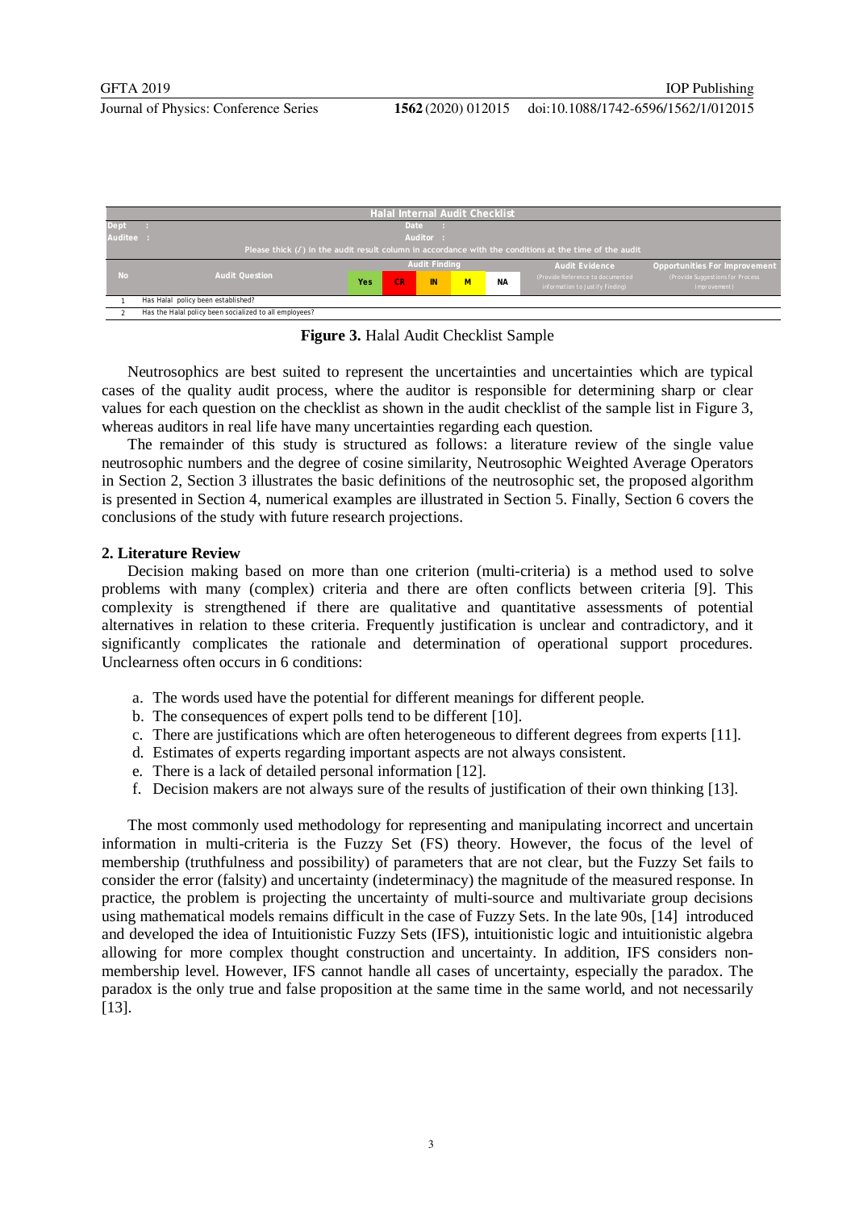| Halal Internal Audit Checklist | | | | | | | | |
|---|---|---|---|---|---|---|---|---|
| Dept : | | | Date : | | | | | |
| Auditee : | | | Auditor : | | | | | |
| Please thick (✓) in the audit result column in accordance with the conditions at the time of the audit | | | | | | | | |
| No | Audit Question | Audit Finding | | | | | Audit Evidence (Provide Reference to documented information to Justify Finding) | Opportunities For Improvement (Provide Suggestions for Process Improvement) |
| | | Yes | CR | IN | M | NA | | |
| 1 | Has Halal policy been established? | | | | | | | |
| 2 | Has the Halal policy been socialized to all employees? | | | | | | | |

**Figure 3.** Halal Audit Checklist Sample

Neutrosophics are best suited to represent the uncertainties and uncertainties which are typical cases of the quality audit process, where the auditor is responsible for determining sharp or clear values for each question on the checklist as shown in the audit checklist of the sample list in Figure 3, whereas auditors in real life have many uncertainties regarding each question.

The remainder of this study is structured as follows: a literature review of the single value neutrosophic numbers and the degree of cosine similarity, Neutrosophic Weighted Average Operators in Section 2, Section 3 illustrates the basic definitions of the neutrosophic set, the proposed algorithm is presented in Section 4, numerical examples are illustrated in Section 5. Finally, Section 6 covers the conclusions of the study with future research projections.

## 2. Literature Review

Decision making based on more than one criterion (multi-criteria) is a method used to solve problems with many (complex) criteria and there are often conflicts between criteria [9]. This complexity is strengthened if there are qualitative and quantitative assessments of potential alternatives in relation to these criteria. Frequently justification is unclear and contradictory, and it significantly complicates the rationale and determination of operational support procedures. Unclearness often occurs in 6 conditions:

a. The words used have the potential for different meanings for different people.
b. The consequences of expert polls tend to be different [10].
c. There are justifications which are often heterogeneous to different degrees from experts [11].
d. Estimates of experts regarding important aspects are not always consistent.
e. There is a lack of detailed personal information [12].
f. Decision makers are not always sure of the results of justification of their own thinking [13].

The most commonly used methodology for representing and manipulating incorrect and uncertain information in multi-criteria is the Fuzzy Set (FS) theory. However, the focus of the level of membership (truthfulness and possibility) of parameters that are not clear, but the Fuzzy Set fails to consider the error (falsity) and uncertainty (indeterminacy) the magnitude of the measured response. In practice, the problem is projecting the uncertainty of multi-source and multivariate group decisions using mathematical models remains difficult in the case of Fuzzy Sets. In the late 90s, [14] introduced and developed the idea of Intuitionistic Fuzzy Sets (IFS), intuitionistic logic and intuitionistic algebra allowing for more complex thought construction and uncertainty. In addition, IFS considers non-membership level. However, IFS cannot handle all cases of uncertainty, especially the paradox. The paradox is the only true and false proposition at the same time in the same world, and not necessarily [13].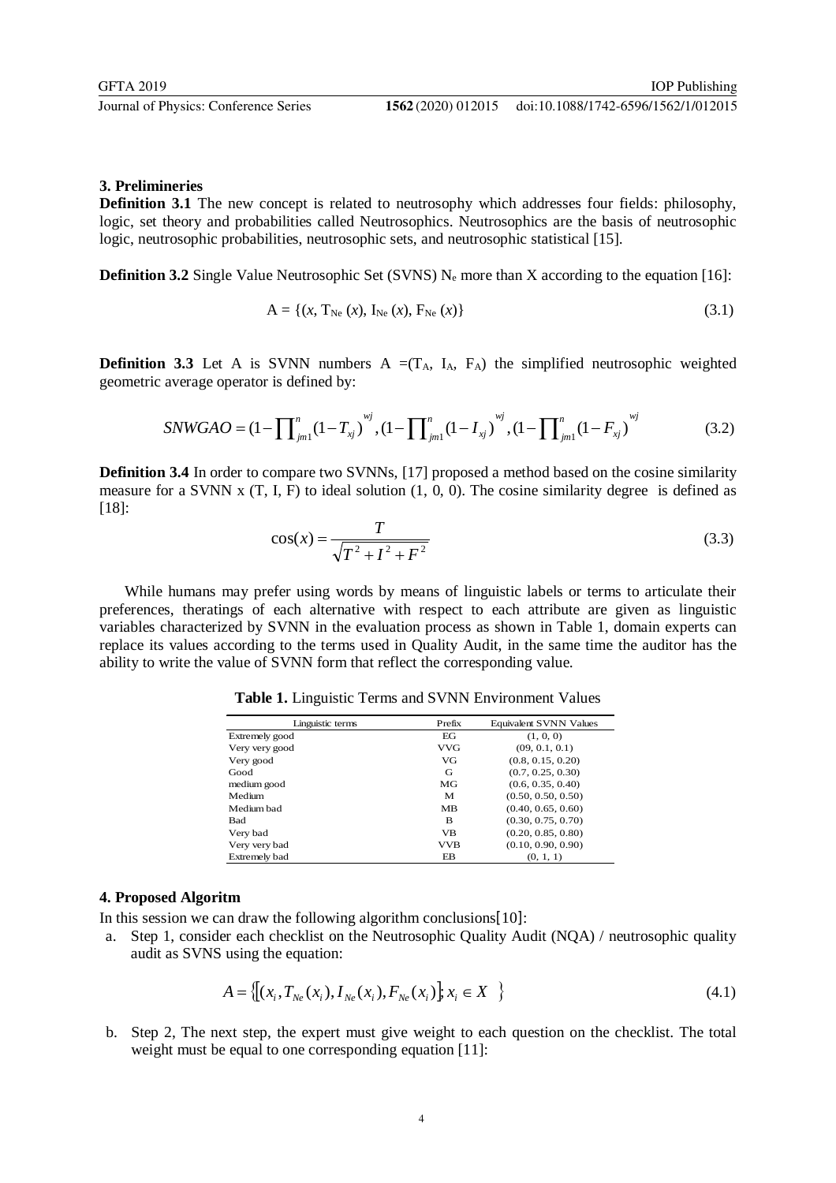### 3. Prelimineries

**Definition 3.1** The new concept is related to neutrosophy which addresses four fields: philosophy, logic, set theory and probabilities called Neutrosophics. Neutrosophics are the basis of neutrosophic logic, neutrosophic probabilities, neutrosophic sets, and neutrosophic statistical [15].

**Definition 3.2** Single Value Neutrosophic Set (SVNS) $N_e$ more than X according to the equation [16]:

$$A = \{(x, T_{Ne}(x), I_{Ne}(x), F_{Ne}(x)\} \tag{3.1}$$

**Definition 3.3** Let A is SVNN numbers A =($T_A$, $I_A$, $F_A$) the simplified neutrosophic weighted geometric average operator is defined by:

$$SNWGAO = (1 - \prod_{jm1}^{n}(1 - T_{xj})^{wj}, (1 - \prod_{jm1}^{n}(1 - I_{xj})^{wj}, (1 - \prod_{jm1}^{n}(1 - F_{xj})^{wj} \tag{3.2}$$

**Definition 3.4** In order to compare two SVNNs, [17] proposed a method based on the cosine similarity measure for a SVNN x (T, I, F) to ideal solution (1, 0, 0). The cosine similarity degree is defined as [18]:

$$\cos(x) = \frac{T}{\sqrt{T^2 + I^2 + F^2}} \tag{3.3}$$

While humans may prefer using words by means of linguistic labels or terms to articulate their preferences, theratings of each alternative with respect to each attribute are given as linguistic variables characterized by SVNN in the evaluation process as shown in Table 1, domain experts can replace its values according to the terms used in Quality Audit, in the same time the auditor has the ability to write the value of SVNN form that reflect the corresponding value.

**Table 1.** Linguistic Terms and SVNN Environment Values

| Linguistic terms | Prefix | Equivalent SVNN Values |
|---|---|---|
| Extremely good | EG | (1, 0, 0) |
| Very very good | VVG | (09, 0.1, 0.1) |
| Very good | VG | (0.8, 0.15, 0.20) |
| Good | G | (0.7, 0.25, 0.30) |
| medium good | MG | (0.6, 0.35, 0.40) |
| Medium | M | (0.50, 0.50, 0.50) |
| Medium bad | MB | (0.40, 0.65, 0.60) |
| Bad | B | (0.30, 0.75, 0.70) |
| Very bad | VB | (0.20, 0.85, 0.80) |
| Very very bad | VVB | (0.10, 0.90, 0.90) |
| Extremely bad | EB | (0, 1, 1) |

### 4. Proposed Algoritm

In this session we can draw the following algorithm conclusions[10]:

a. Step 1, consider each checklist on the Neutrosophic Quality Audit (NQA) / neutrosophic quality audit as SVNS using the equation:

$$A = \{[(x_i, T_{Ne}(x_i), I_{Ne}(x_i), F_{Ne}(x_i)]; x_i \in X \} \tag{4.1}$$

b. Step 2, The next step, the expert must give weight to each question on the checklist. The total weight must be equal to one corresponding equation [11]: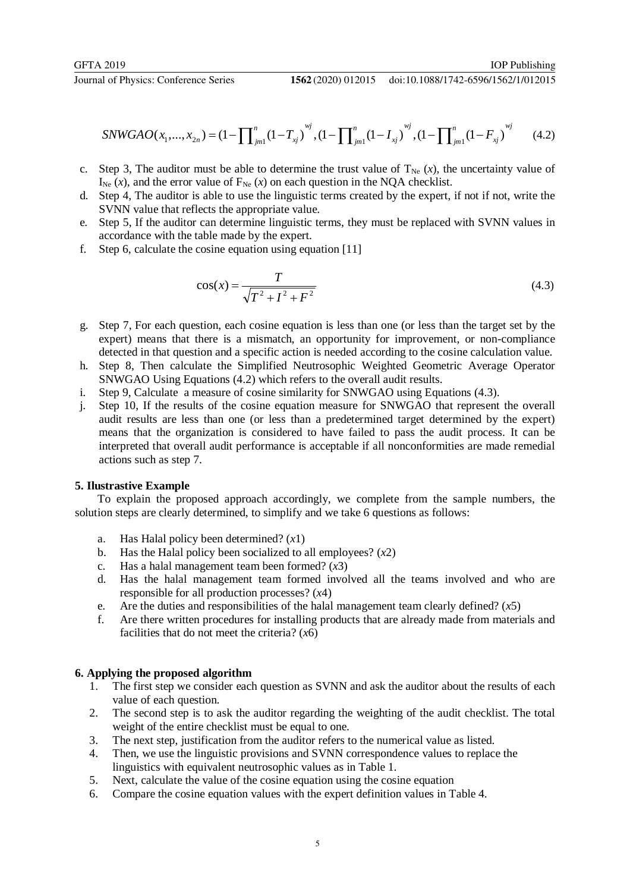$$SNWGAO(x_1,...,x_{2n}) = (1-\prod_{jm1}^{n}(1-T_{xj})^{wj}, (1-\prod_{jm1}^{n}(1-I_{xj})^{wj}, (1-\prod_{jm1}^{n}(1-F_{xj})^{wj} \tag{4.2}$$

c. Step 3, The auditor must be able to determine the trust value of $T_{Ne}$ ($x$), the uncertainty value of $I_{Ne}$ ($x$), and the error value of $F_{Ne}$ ($x$) on each question in the NQA checklist.

d. Step 4, The auditor is able to use the linguistic terms created by the expert, if not if not, write the SVNN value that reflects the appropriate value.

e. Step 5, If the auditor can determine linguistic terms, they must be replaced with SVNN values in accordance with the table made by the expert.

f. Step 6, calculate the cosine equation using equation [11]

$$\cos(x) = \frac{T}{\sqrt{T^2 + I^2 + F^2}} \tag{4.3}$$

g. Step 7, For each question, each cosine equation is less than one (or less than the target set by the expert) means that there is a mismatch, an opportunity for improvement, or non-compliance detected in that question and a specific action is needed according to the cosine calculation value.

h. Step 8, Then calculate the Simplified Neutrosophic Weighted Geometric Average Operator SNWGAO Using Equations (4.2) which refers to the overall audit results.

i. Step 9, Calculate a measure of cosine similarity for SNWGAO using Equations (4.3).

j. Step 10, If the results of the cosine equation measure for SNWGAO that represent the overall audit results are less than one (or less than a predetermined target determined by the expert) means that the organization is considered to have failed to pass the audit process. It can be interpreted that overall audit performance is acceptable if all nonconformities are made remedial actions such as step 7.

## 5. Ilustrastive Example

To explain the proposed approach accordingly, we complete from the sample numbers, the solution steps are clearly determined, to simplify and we take 6 questions as follows:

a. Has Halal policy been determined? ($x1$)

b. Has the Halal policy been socialized to all employees? ($x2$)

c. Has a halal management team been formed? ($x3$)

d. Has the halal management team formed involved all the teams involved and who are responsible for all production processes? ($x4$)

e. Are the duties and responsibilities of the halal management team clearly defined? ($x5$)

f. Are there written procedures for installing products that are already made from materials and facilities that do not meet the criteria? ($x6$)

## 6. Applying the proposed algorithm

1. The first step we consider each question as SVNN and ask the auditor about the results of each value of each question.
2. The second step is to ask the auditor regarding the weighting of the audit checklist. The total weight of the entire checklist must be equal to one.
3. The next step, justification from the auditor refers to the numerical value as listed.
4. Then, we use the linguistic provisions and SVNN correspondence values to replace the linguistics with equivalent neutrosophic values as in Table 1.
5. Next, calculate the value of the cosine equation using the cosine equation
6. Compare the cosine equation values with the expert definition values in Table 4.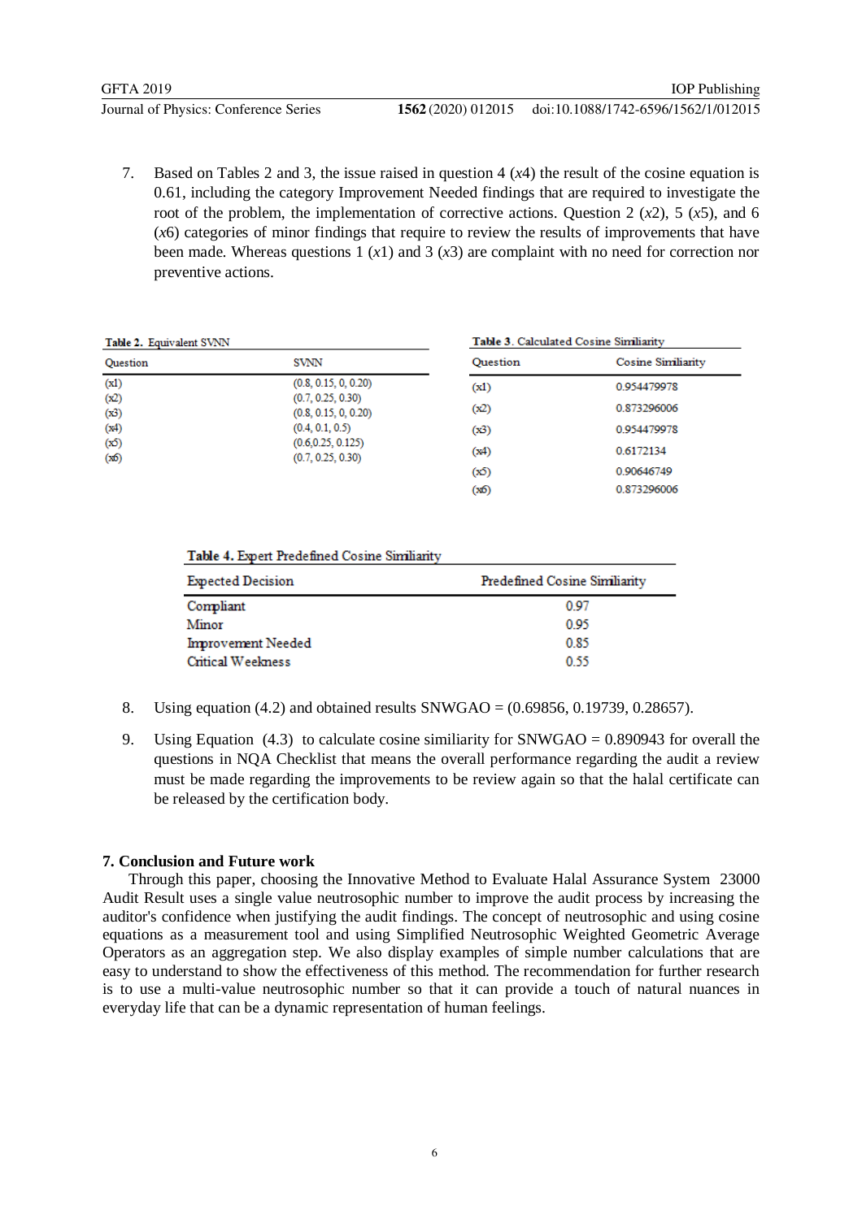7. Based on Tables 2 and 3, the issue raised in question 4 ($x4$) the result of the cosine equation is 0.61, including the category Improvement Needed findings that are required to investigate the root of the problem, the implementation of corrective actions. Question 2 ($x2$), 5 ($x5$), and 6 ($x6$) categories of minor findings that require to review the results of improvements that have been made. Whereas questions 1 ($x1$) and 3 ($x3$) are complaint with no need for correction nor preventive actions.

**Table 2.** Equivalent SVNN

| Question | SVNN |
|---|---|
| (x1) | (0.8, 0.15, 0, 0.20) |
| (x2) | (0.7, 0.25, 0.30) |
| (x3) | (0.8, 0.15, 0, 0.20) |
| (x4) | (0.4, 0.1, 0.5) |
| (x5) | (0.6,0.25, 0.125) |
| (x6) | (0.7, 0.25, 0.30) |

**Table 3.** Calculated Cosine Similiarity

| Question | Cosine Similiarity |
|---|---|
| (x1) | 0.954479978 |
| (x2) | 0.873296006 |
| (x3) | 0.954479978 |
| (x4) | 0.6172134 |
| (x5) | 0.90646749 |
| (x6) | 0.873296006 |

**Table 4.** Expert Predefined Cosine Similiarity

| Expected Decision | Predefined Cosine Similiarity |
|---|---|
| Compliant | 0.97 |
| Minor | 0.95 |
| Improvement Needed | 0.85 |
| Critical Weekness | 0.55 |

8. Using equation (4.2) and obtained results SNWGAO = (0.69856, 0.19739, 0.28657).

9. Using Equation (4.3) to calculate cosine similiarity for SNWGAO = 0.890943 for overall the questions in NQA Checklist that means the overall performance regarding the audit a review must be made regarding the improvements to be review again so that the halal certificate can be released by the certification body.

## 7. Conclusion and Future work

Through this paper, choosing the Innovative Method to Evaluate Halal Assurance System 23000 Audit Result uses a single value neutrosophic number to improve the audit process by increasing the auditor's confidence when justifying the audit findings. The concept of neutrosophic and using cosine equations as a measurement tool and using Simplified Neutrosophic Weighted Geometric Average Operators as an aggregation step. We also display examples of simple number calculations that are easy to understand to show the effectiveness of this method. The recommendation for further research is to use a multi-value neutrosophic number so that it can provide a touch of natural nuances in everyday life that can be a dynamic representation of human feelings.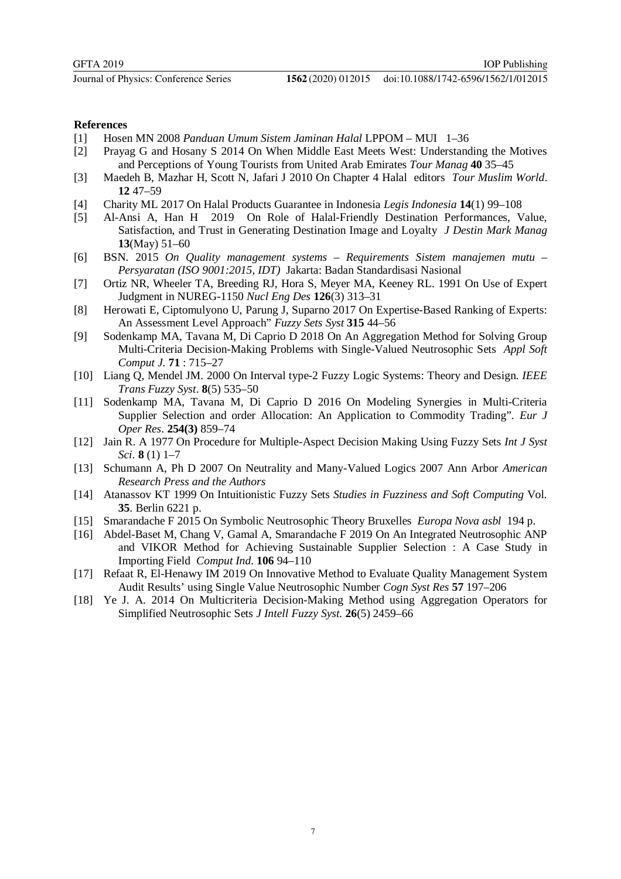**References**

[1] Hosen MN 2008 *Panduan Umum Sistem Jaminan Halal* LPPOM – MUI 1–36

[2] Prayag G and Hosany S 2014 On When Middle East Meets West: Understanding the Motives and Perceptions of Young Tourists from United Arab Emirates *Tour Manag* **40** 35–45

[3] Maedeh B, Mazhar H, Scott N, Jafari J 2010 On Chapter 4 Halal editors *Tour Muslim World*. **12** 47–59

[4] Charity ML 2017 On Halal Products Guarantee in Indonesia *Legis Indonesia* **14**(1) 99–108

[5] Al-Ansi A, Han H 2019 On Role of Halal-Friendly Destination Performances, Value, Satisfaction, and Trust in Generating Destination Image and Loyalty *J Destin Mark Manag* **13**(May) 51–60

[6] BSN. 2015 *On Quality management systems – Requirements Sistem manajemen mutu – Persyaratan (ISO 9001:2015, IDT)* Jakarta: Badan Standardisasi Nasional

[7] Ortiz NR, Wheeler TA, Breeding RJ, Hora S, Meyer MA, Keeney RL. 1991 On Use of Expert Judgment in NUREG-1150 *Nucl Eng Des* **126**(3) 313–31

[8] Herowati E, Ciptomulyono U, Parung J, Suparno 2017 On Expertise-Based Ranking of Experts: An Assessment Level Approach" *Fuzzy Sets Syst* **315** 44–56

[9] Sodenkamp MA, Tavana M, Di Caprio D 2018 On An Aggregation Method for Solving Group Multi-Criteria Decision-Making Problems with Single-Valued Neutrosophic Sets *Appl Soft Comput J.* **71** : 715–27

[10] Liang Q, Mendel JM. 2000 On Interval type-2 Fuzzy Logic Systems: Theory and Design. *IEEE Trans Fuzzy Syst*. **8**(5) 535–50

[11] Sodenkamp MA, Tavana M, Di Caprio D 2016 On Modeling Synergies in Multi-Criteria Supplier Selection and order Allocation: An Application to Commodity Trading". *Eur J Oper Res*. **254(3)** 859–74

[12] Jain R. A 1977 On Procedure for Multiple-Aspect Decision Making Using Fuzzy Sets *Int J Syst Sci*. **8** (1) 1–7

[13] Schumann A, Ph D 2007 On Neutrality and Many-Valued Logics 2007 Ann Arbor *American Research Press and the Authors*

[14] Atanassov KT 1999 On Intuitionistic Fuzzy Sets *Studies in Fuzziness and Soft Computing* Vol. **35**. Berlin 6221 p.

[15] Smarandache F 2015 On Symbolic Neutrosophic Theory Bruxelles *Europa Nova asbl* 194 p.

[16] Abdel-Baset M, Chang V, Gamal A, Smarandache F 2019 On An Integrated Neutrosophic ANP and VIKOR Method for Achieving Sustainable Supplier Selection : A Case Study in Importing Field *Comput Ind*. **106** 94–110

[17] Refaat R, El-Henawy IM 2019 On Innovative Method to Evaluate Quality Management System Audit Results' using Single Value Neutrosophic Number *Cogn Syst Res* **57** 197–206

[18] Ye J. A. 2014 On Multicriteria Decision-Making Method using Aggregation Operators for Simplified Neutrosophic Sets *J Intell Fuzzy Syst.* **26**(5) 2459–66